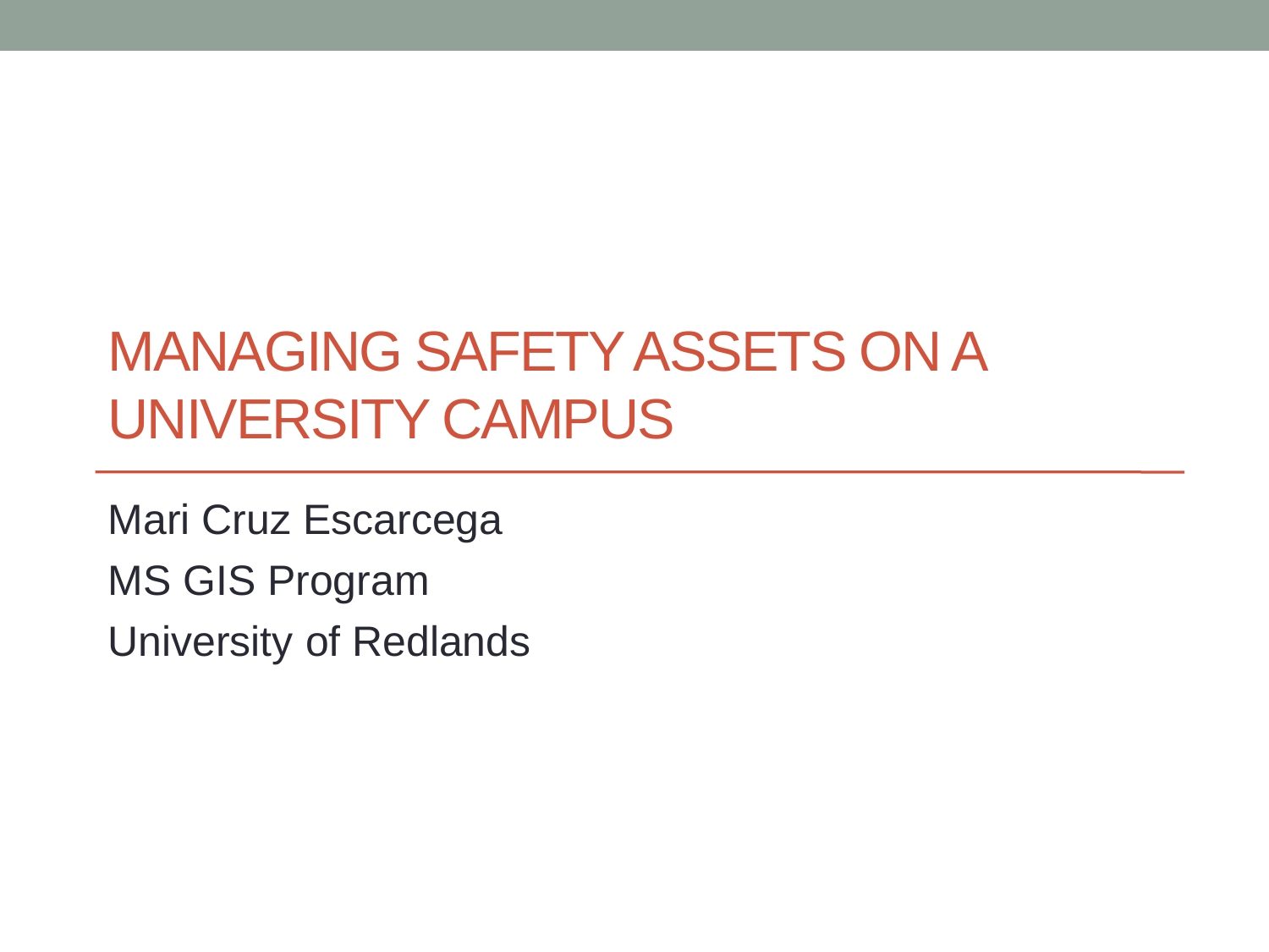# MANAGING SAFETY ASSETS ON A UNIVERSITY CAMPUS

Mari Cruz Escarcega

MS GIS Program

University of Redlands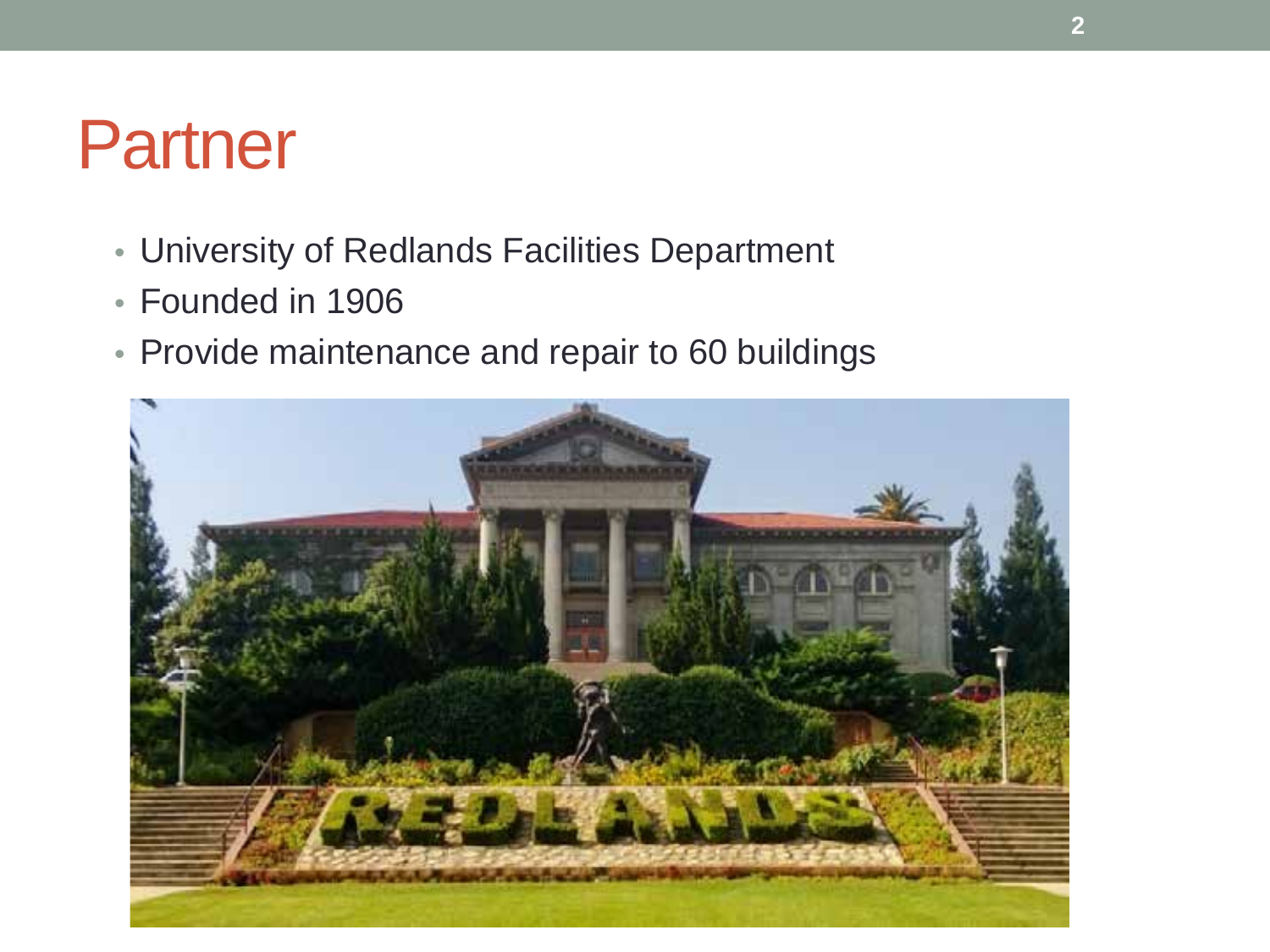# Partner

- University of Redlands Facilities Department
- Founded in 1906
- Provide maintenance and repair to 60 buildings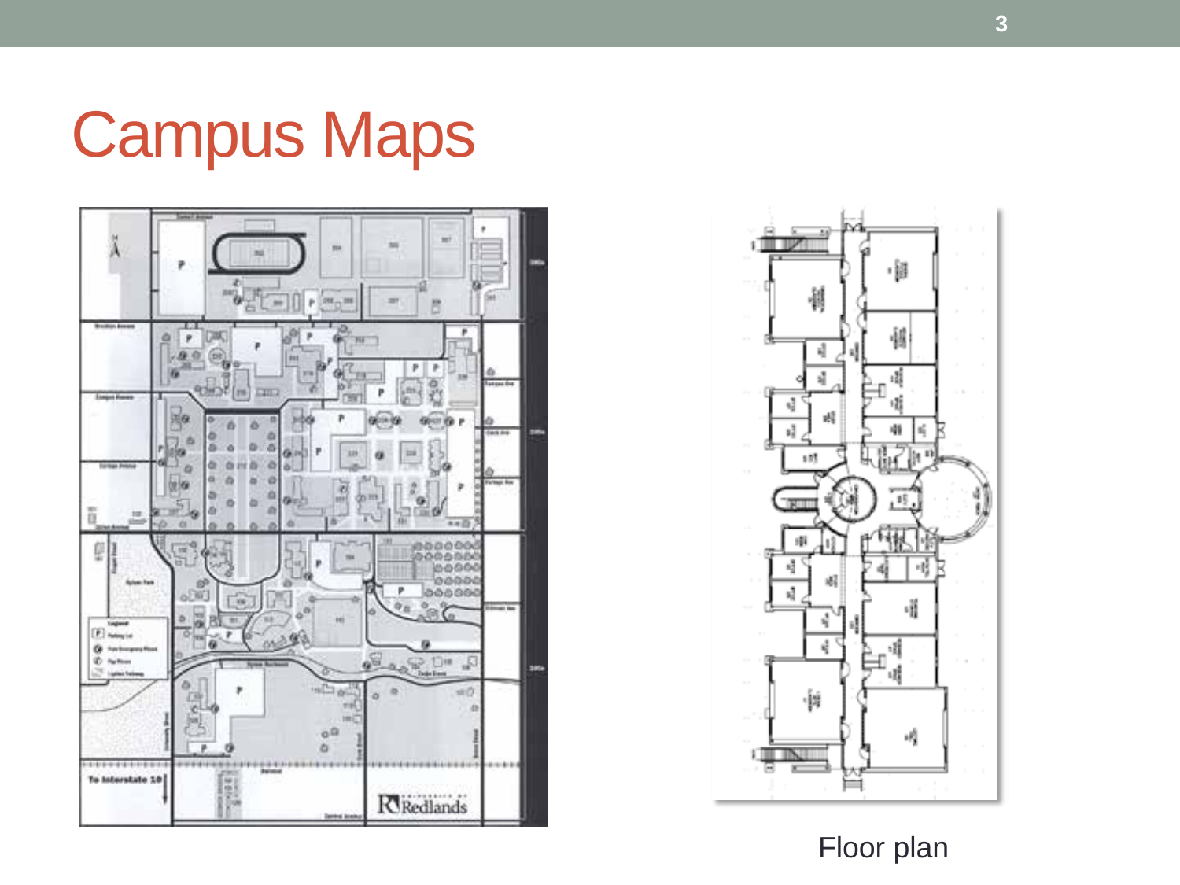# Campus Maps

Floor plan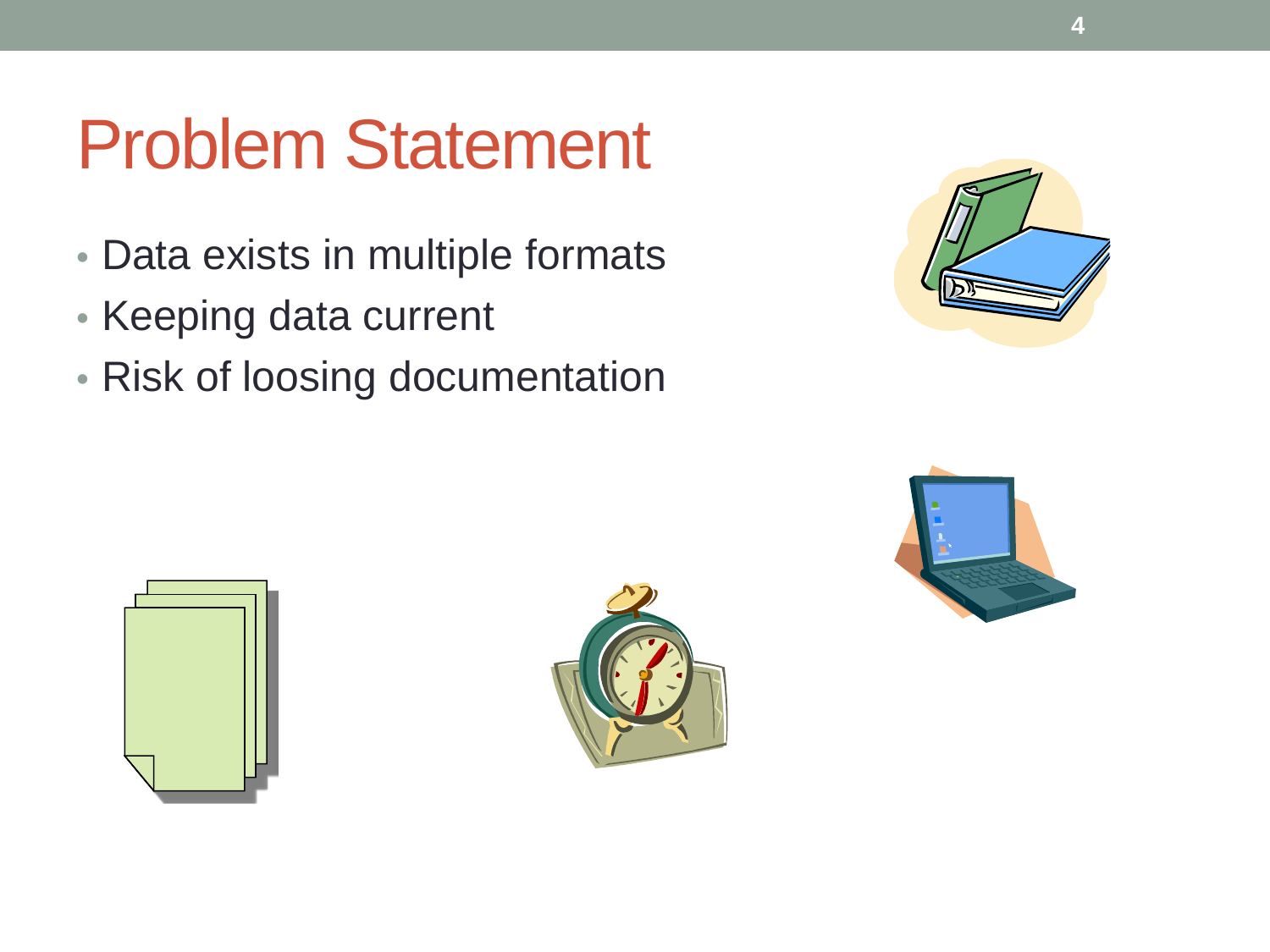# Problem Statement

- Data exists in multiple formats
- Keeping data current
- Risk of loosing documentation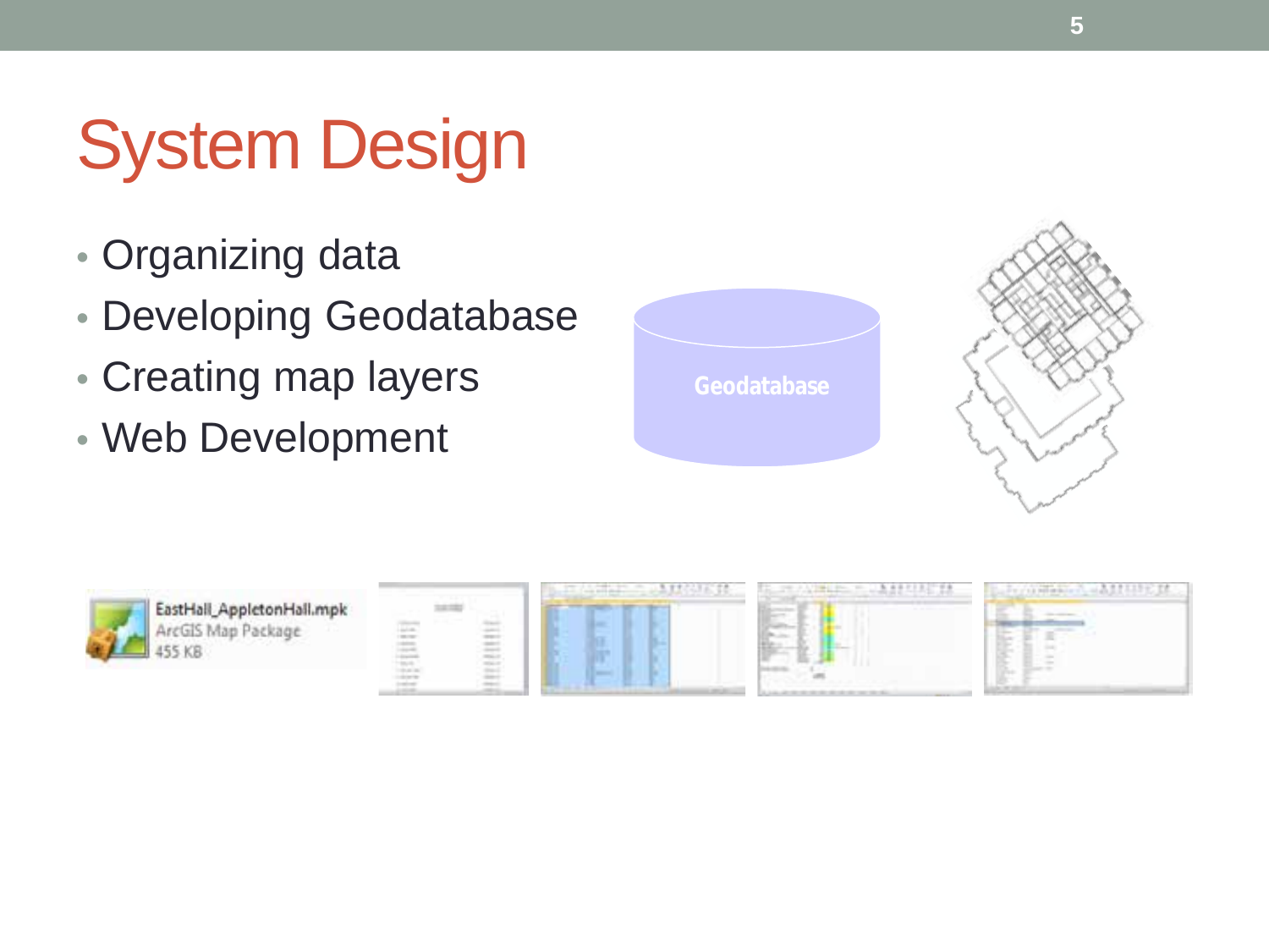# System Design

- Organizing data
- Developing Geodatabase
- Creating map layers
- Web Development

Geodatabase

EastHall_AppletonHall.mpk
ArcGIS Map Package
455 KB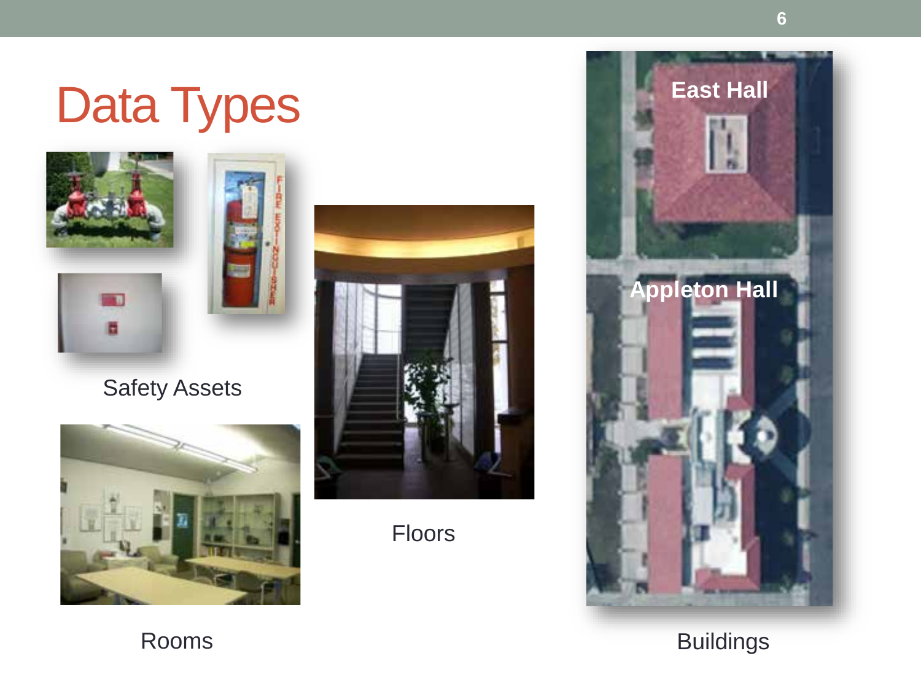# Data Types

Safety Assets

Floors

Rooms

East Hall

Appleton Hall

Buildings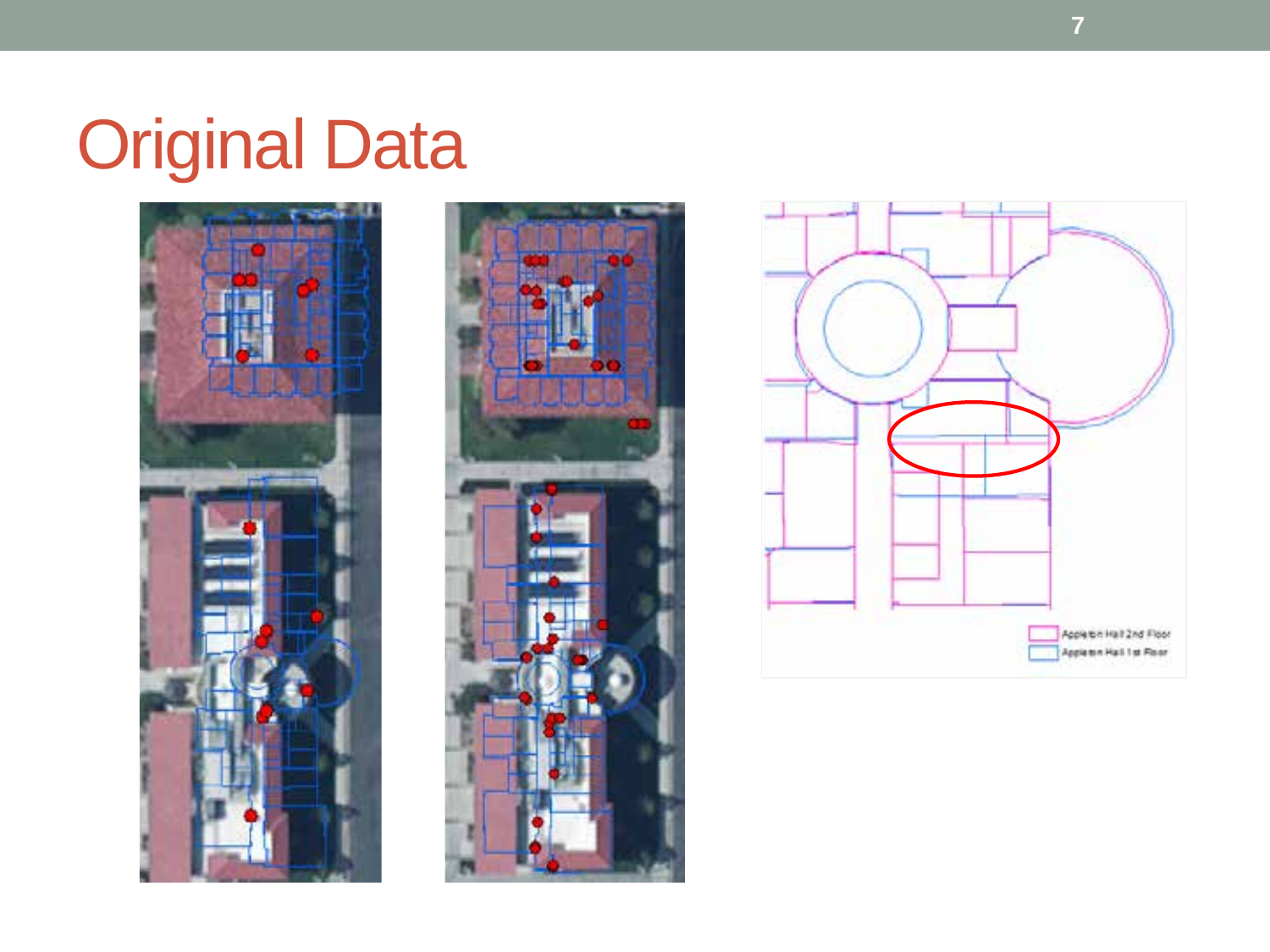# Original Data

Appleton Hall 2nd Floor

Appleton Hall 1st Floor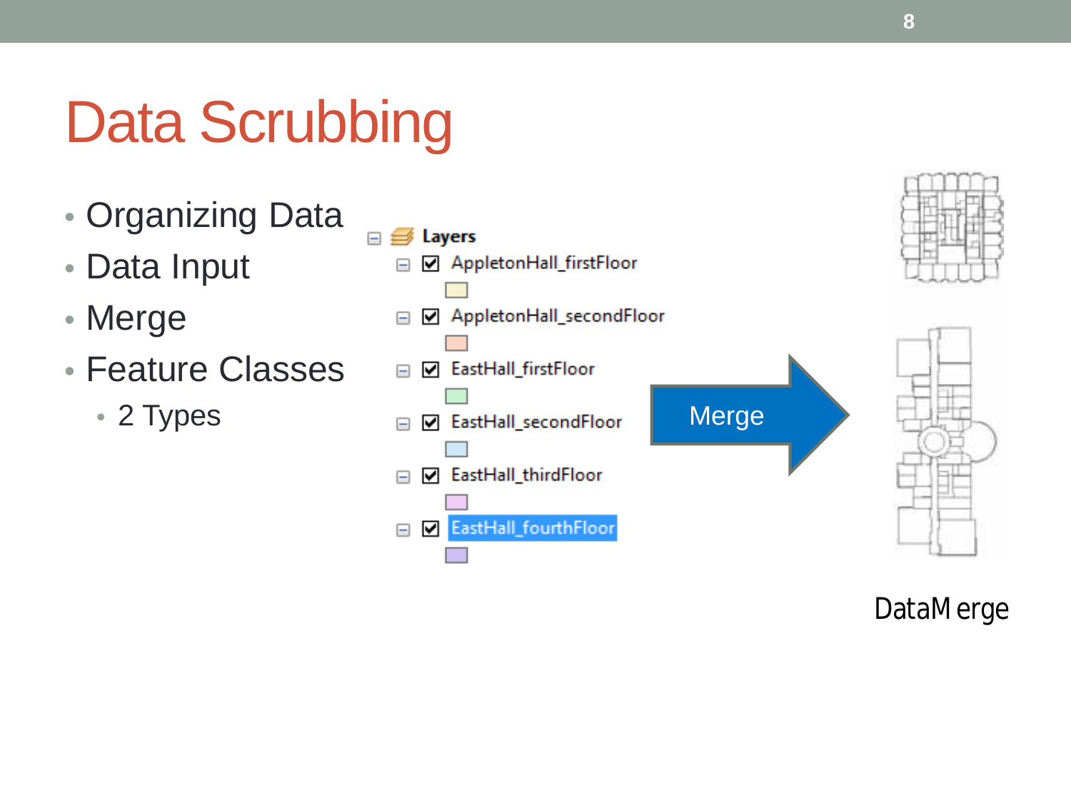# Data Scrubbing

- Organizing Data
- Data Input
- Merge
- Feature Classes
  - 2 Types

Layers

AppletonHall_firstFloor

AppletonHall_secondFloor

EastHall_firstFloor

EastHall_secondFloor

EastHall_thirdFloor

EastHall_fourthFloor

Merge

DataM erge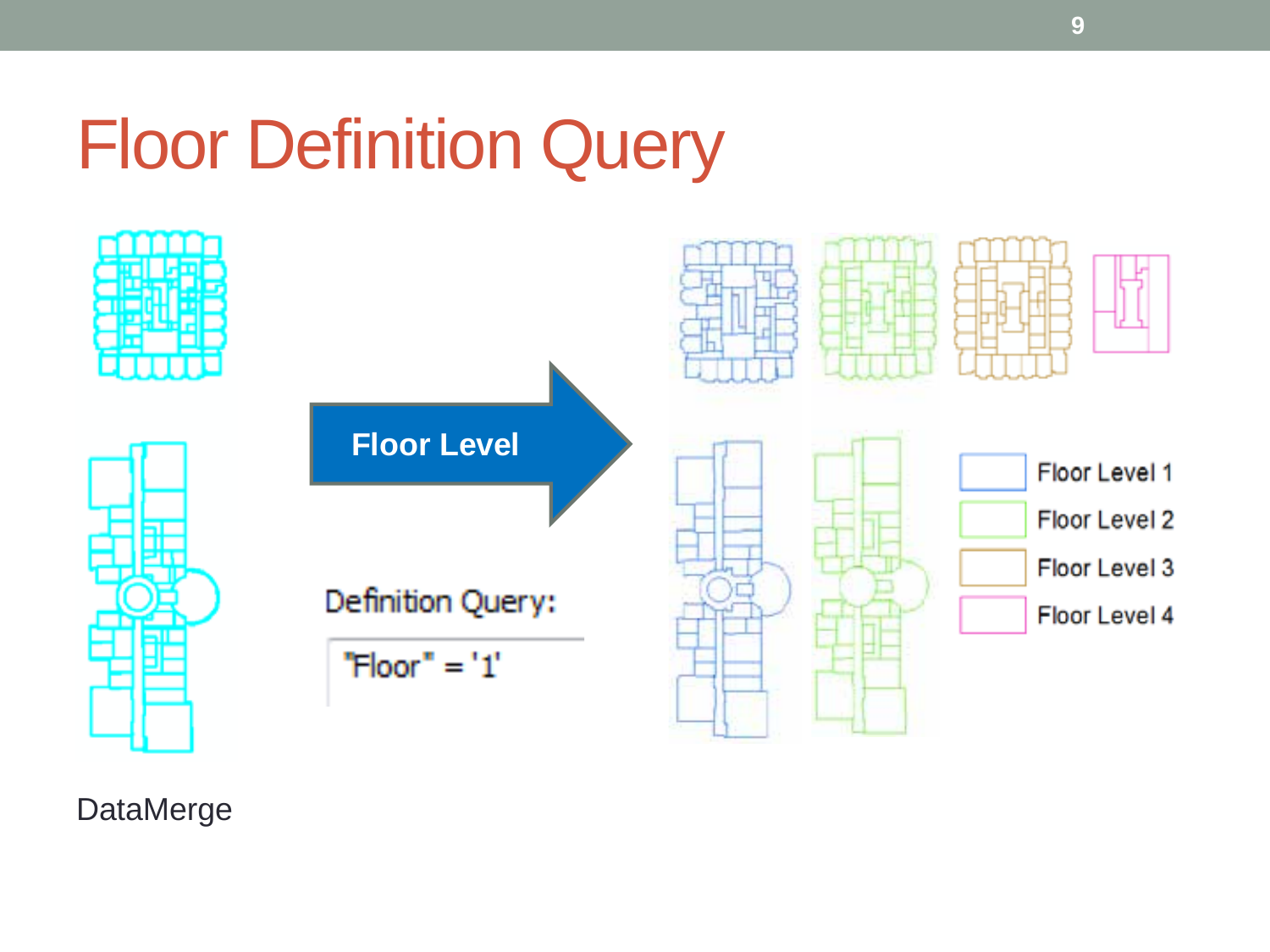# Floor Definition Query

Floor Level

Definition Query:

"Floor" = '1'

Floor Level 1

Floor Level 2

Floor Level 3

Floor Level 4

DataMerge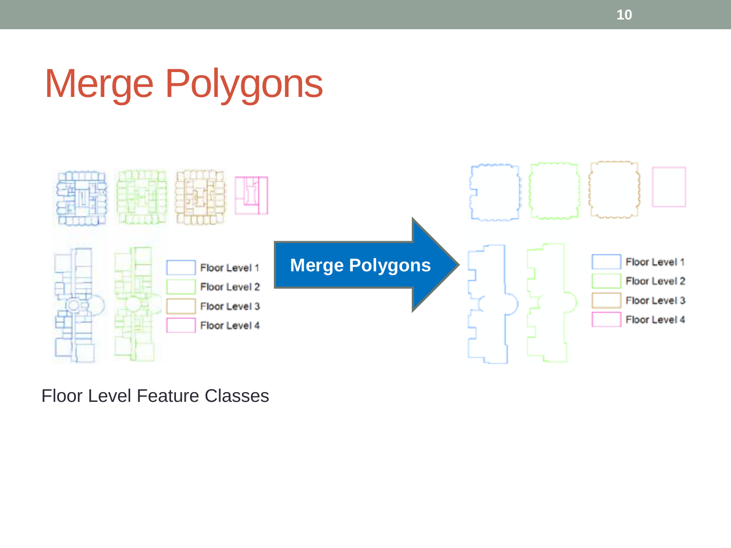# Merge Polygons

Floor Level 1
Floor Level 2
Floor Level 3
Floor Level 4

Merge Polygons

Floor Level 1
Floor Level 2
Floor Level 3
Floor Level 4

Floor Level Feature Classes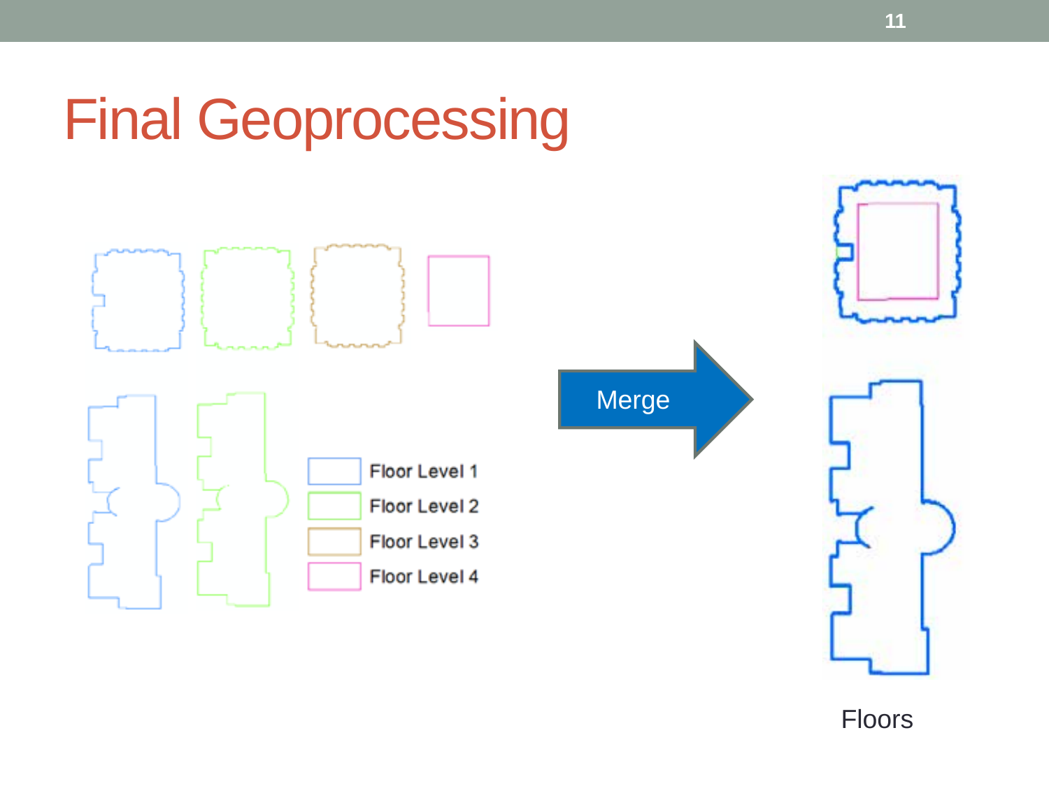# Final Geoprocessing

Floor Level 1

Floor Level 2

Floor Level 3

Floor Level 4

Merge

Floors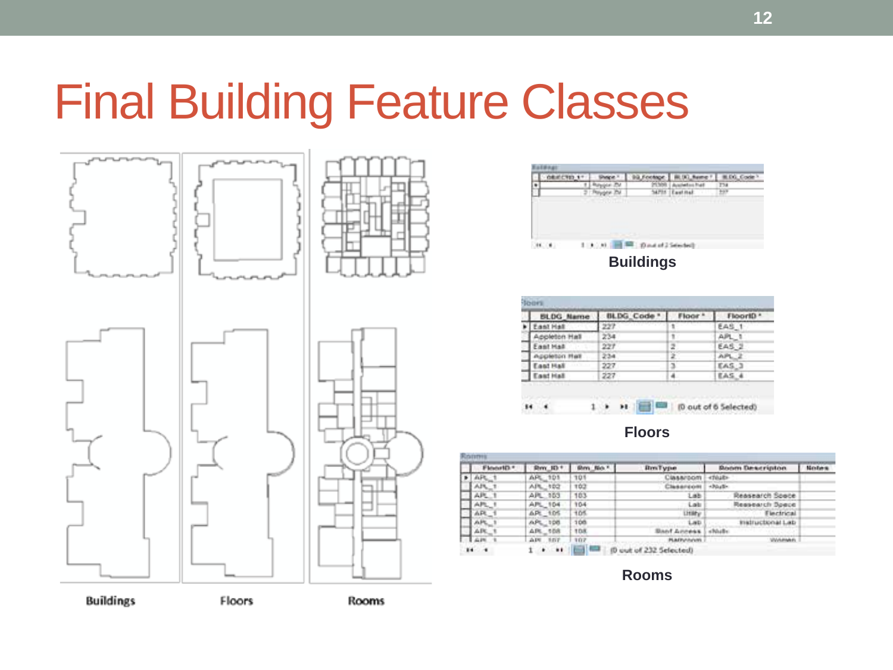# Final Building Feature Classes

Buildings

Floors

Rooms

| OBJECTID_1 * | Shape * | SQ_Footage | BLDG_Name * | BLDG_Code * |
|---|---|---|---|---|
| 1 | Polygon ZM | 25300 | Appleton Hall | 234 |
| 2 | Polygon ZM | 56700 | East Hall | 227 |

(0 out of 2 Selected)

**Buildings**

| BLDG_Name | BLDG_Code * | Floor * | FloorID * |
|---|---|---|---|
| East Hall | 227 | 1 | EAS_1 |
| Appleton Hall | 234 | 1 | APL_1 |
| East Hall | 227 | 2 | EAS_2 |
| Appleton Hall | 234 | 2 | APL_2 |
| East Hall | 227 | 3 | EAS_3 |
| East Hall | 227 | 4 | EAS_4 |

(0 out of 6 Selected)

**Floors**

| FloorID * | Rm_ID * | Rm_No * | RmType | Room Description | Notes |
|---|---|---|---|---|---|
| APL_1 | APL_101 | 101 | Classroom | <Null> | |
| APL_1 | APL_102 | 102 | Classroom | <Null> | |
| APL_1 | APL_103 | 103 | Lab | Research Space | |
| APL_1 | APL_104 | 104 | Lab | Research Space | |
| APL_1 | APL_105 | 105 | Utility | Electrical | |
| APL_1 | APL_106 | 106 | Lab | Instructional Lab | |
| APL_1 | APL_108 | 108 | Roof Access | <Null> | |
| APL_1 | APL_107 | 107 | Bathroom | Women | |

(0 out of 232 Selected)

**Rooms**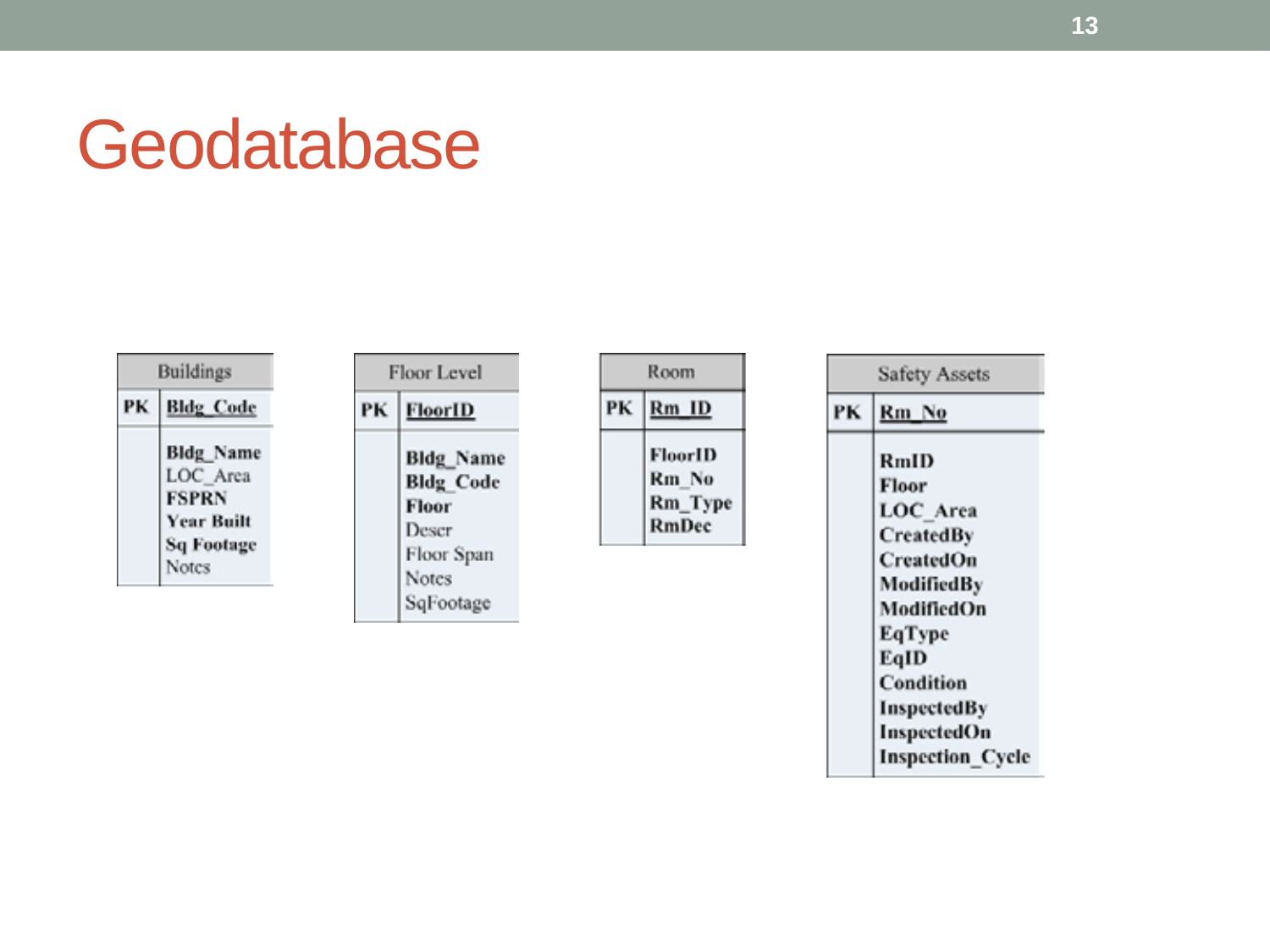# Geodatabase

| Buildings | |
|---|---|
| PK | Bldg_Code |
| | Bldg_Name<br>LOC_Area<br>FSPRN<br>Year Built<br>Sq Footage<br>Notes |

| Floor Level | |
|---|---|
| PK | FloorID |
| | Bldg_Name<br>Bldg_Code<br>Floor<br>Descr<br>Floor Span<br>Notes<br>SqFootage |

| Room | |
|---|---|
| PK | Rm_ID |
| | FloorID<br>Rm_No<br>Rm_Type<br>RmDec |

| Safety Assets | |
|---|---|
| PK | Rm_No |
| | RmID<br>Floor<br>LOC_Area<br>CreatedBy<br>CreatedOn<br>ModifiedBy<br>ModifiedOn<br>EqType<br>EqID<br>Condition<br>InspectedBy<br>InspectedOn<br>Inspection_Cycle |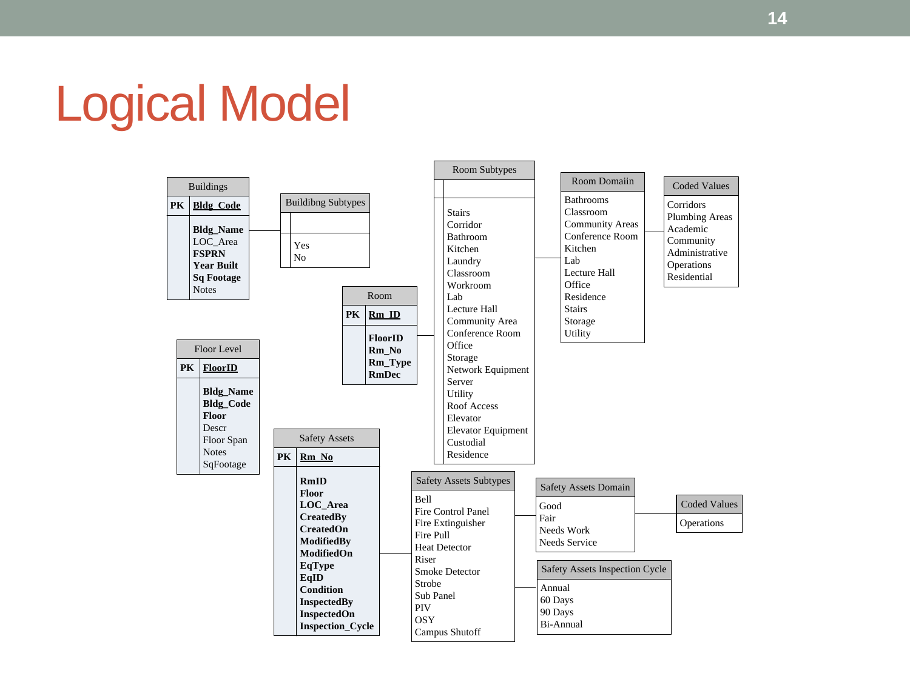# Logical Model

**Buildings**

| | |
|---|---|
| PK | **Bldg_Code** |
| | **Bldg_Name**<br>LOC_Area<br>**FSPRN**<br>**Year Built**<br>**Sq Footage**<br>Notes |

**Buildibng Subtypes**

| | |
|---|---|
| | |
| | Yes<br>No |

**Room Subtypes**

| | |
|---|---|
| | |
| | Stairs<br>Corridor<br>Bathroom<br>Kitchen<br>Laundry<br>Classroom<br>Workroom<br>Lab<br>Lecture Hall<br>Community Area<br>Conference Room<br>Office<br>Storage<br>Network Equipment<br>Server<br>Utility<br>Roof Access<br>Elevator<br>Elevator Equipment<br>Custodial<br>Residence |

**Room Domaiin**

- Bathrooms
- Classroom
- Community Areas
- Conference Room
- Kitchen
- Lab
- Lecture Hall
- Office
- Residence
- Stairs
- Storage
- Utility

**Coded Values**

- Corridors
- Plumbing Areas
- Academic
- Community
- Administrative
- Operations
- Residential

**Room**

| | |
|---|---|
| PK | **Rm_ID** |
| | **FloorID**<br>**Rm_No**<br>**Rm_Type**<br>**RmDec** |

**Floor Level**

| | |
|---|---|
| PK | **FloorID** |
| | **Bldg_Name**<br>**Bldg_Code**<br>**Floor**<br>Descr<br>Floor Span<br>Notes<br>SqFootage |

**Safety Assets**

| | |
|---|---|
| PK | **Rm_No** |
| | **RmID**<br>**Floor**<br>**LOC_Area**<br>**CreatedBy**<br>**CreatedOn**<br>**ModifiedBy**<br>**ModifiedOn**<br>**EqType**<br>**EqID**<br>**Condition**<br>**InspectedBy**<br>**InspectedOn**<br>**Inspection_Cycle** |

**Safety Assets Subtypes**

- Bell
- Fire Control Panel
- Fire Extinguisher
- Fire Pull
- Heat Detector
- Riser
- Smoke Detector
- Strobe
- Sub Panel
- PIV
- OSY
- Campus Shutoff

**Safety Assets Domain**

- Good
- Fair
- Needs Work
- Needs Service

**Coded Values**

- Operations

**Safety Assets Inspection Cycle**

- Annual
- 60 Days
- 90 Days
- Bi-Annual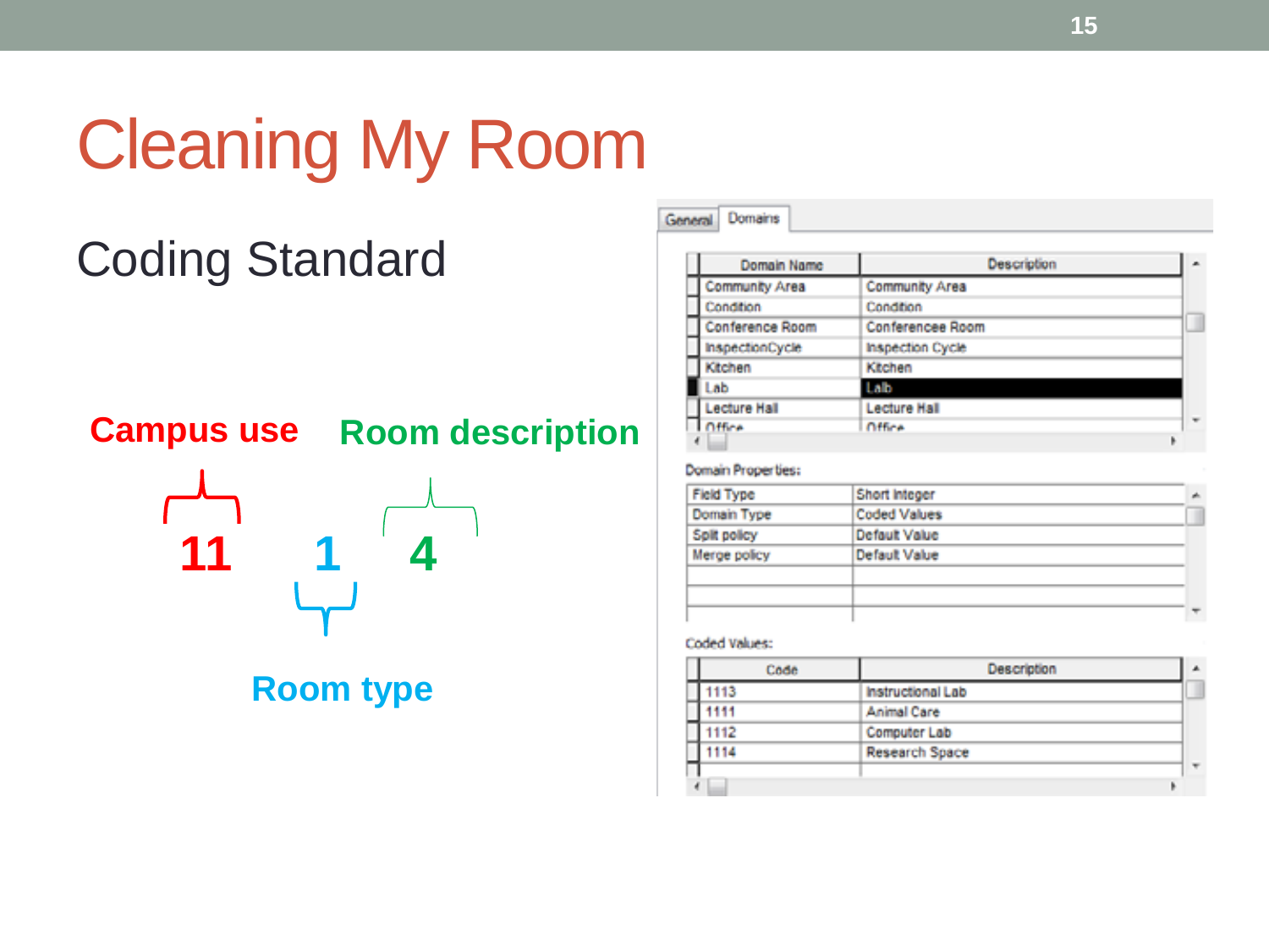# Cleaning My Room

## Coding Standard

**Campus use** — **11**

**Room type** — **1**

**Room description** — **4**

General | Domains

| Domain Name | Description |
|---|---|
| Community Area | Community Area |
| Condition | Condition |
| Conference Room | Conferencee Room |
| InspectionCycle | Inspection Cycle |
| Kitchen | Kitchen |
| Lab | Lab |
| Lecture Hall | Lecture Hall |
| Office | Office |

Domain Properties:

| | |
|---|---|
| Field Type | Short Integer |
| Domain Type | Coded Values |
| Split policy | Default Value |
| Merge policy | Default Value |

Coded Values:

| Code | Description |
|---|---|
| 1113 | Instructional Lab |
| 1111 | Animal Care |
| 1112 | Computer Lab |
| 1114 | Research Space |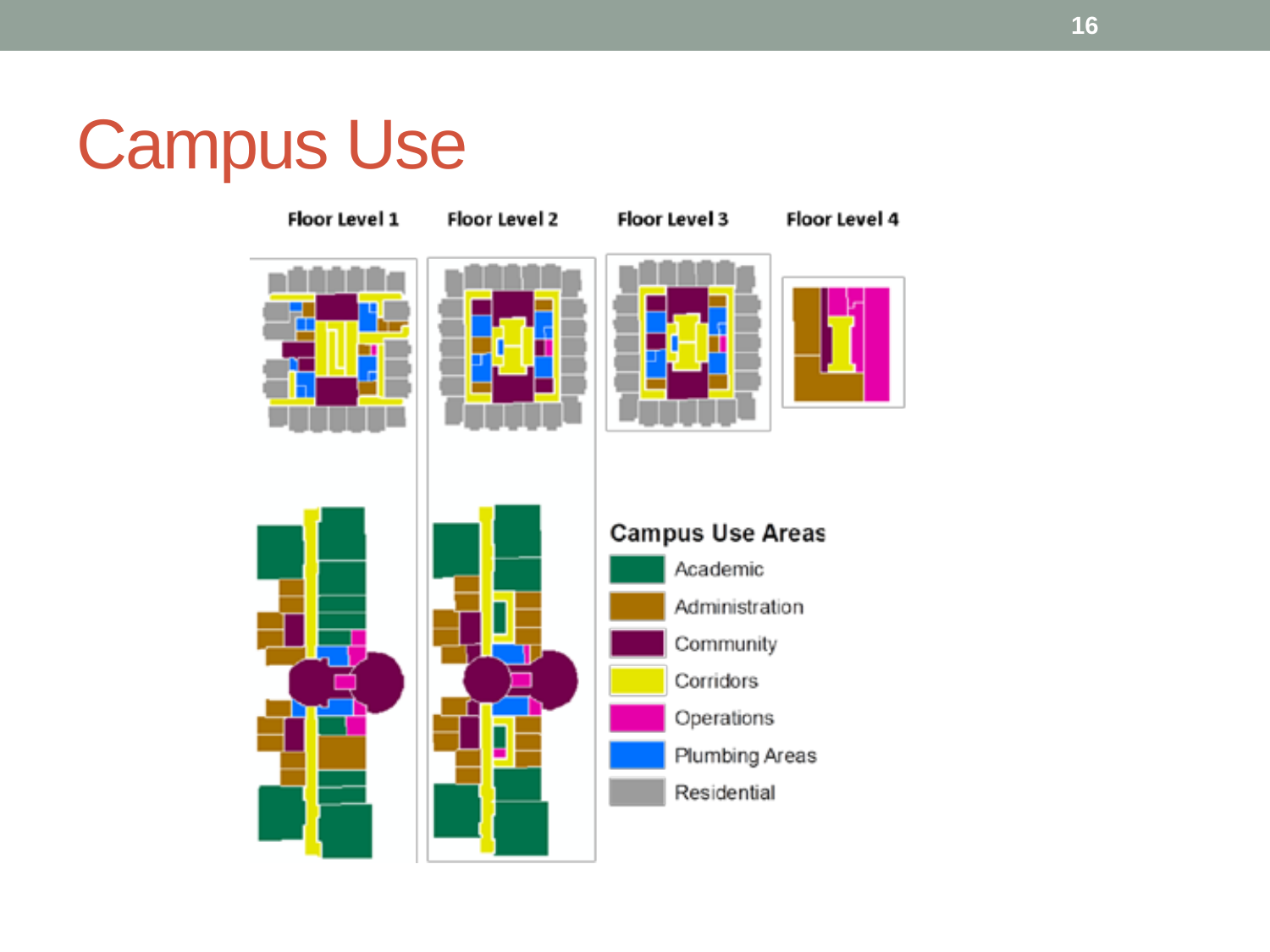# Campus Use

Floor Level 1

Floor Level 2

Floor Level 3

Floor Level 4

Campus Use Areas

Academic

Administration

Community

Corridors

Operations

Plumbing Areas

Residential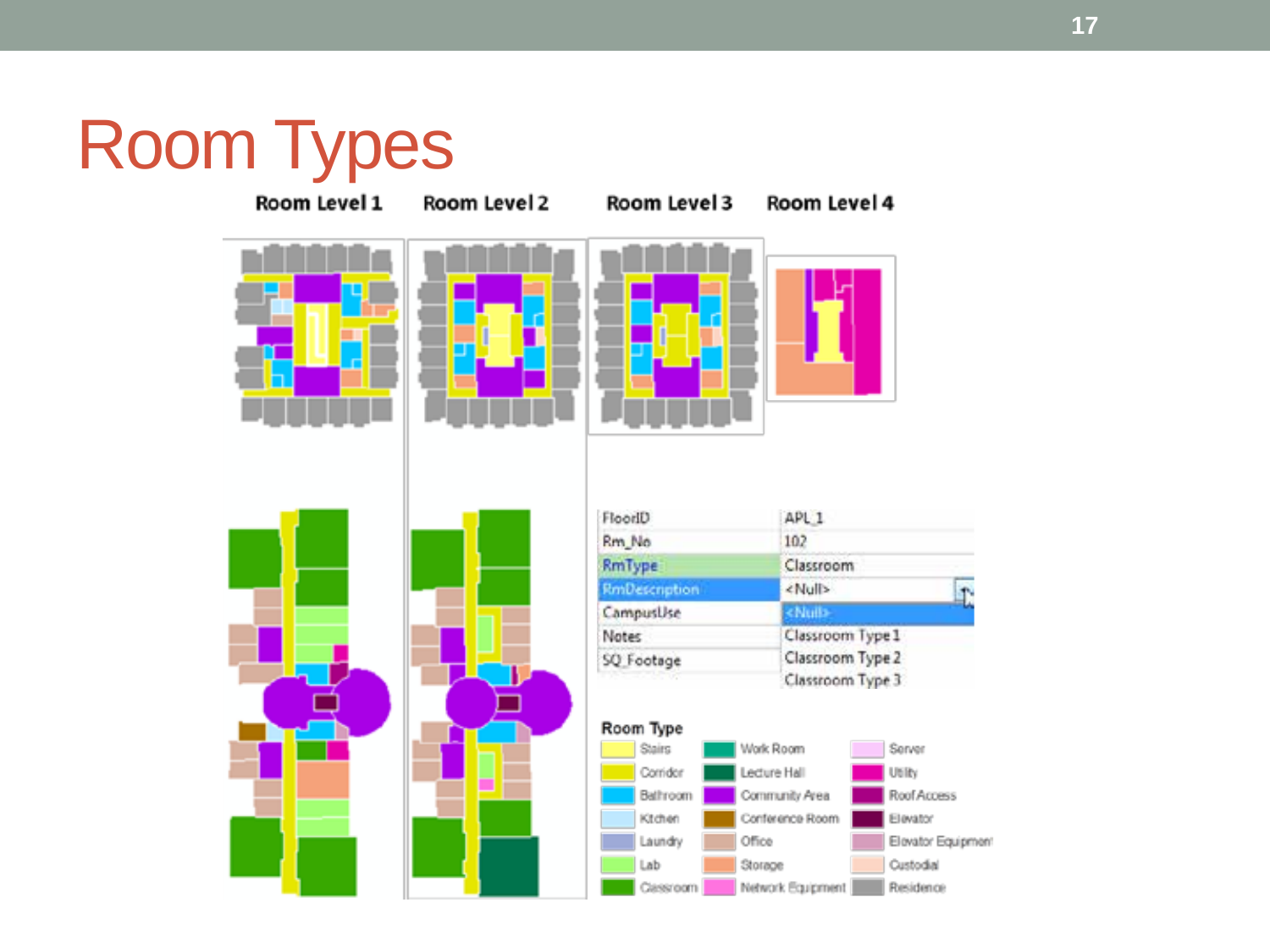# Room Types

Room Level 1

Room Level 2

Room Level 3

Room Level 4

| | |
|---|---|
| FloorID | APL_1 |
| Rm_No | 102 |
| RmType | Classroom |
| RmDescription | <Null> |
| CampusUse | <Null> |
| Notes | Classroom Type 1 |
| SQ_Footage | Classroom Type 2 |
| | Classroom Type 3 |

Room Type

Stairs
Corridor
Bathroom
Kitchen
Laundry
Lab
Classroom
Work Room
Lecture Hall
Community Area
Conference Room
Office
Storage
Network Equipment
Server
Utility
Roof Access
Elevator
Elevator Equipment
Custodial
Residence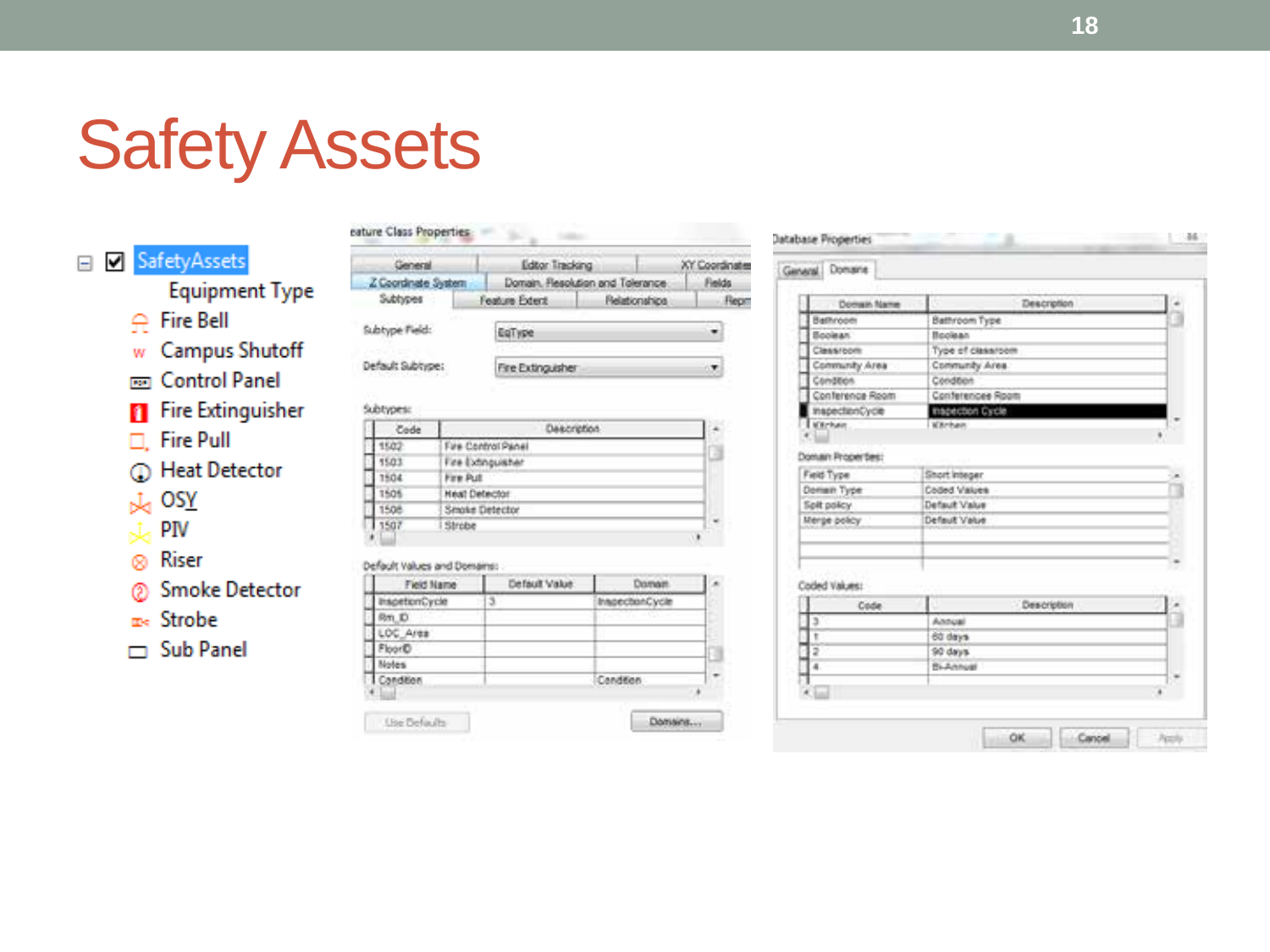# Safety Assets

- SafetyAssets
  - Equipment Type
  - Fire Bell
  - Campus Shutoff
  - Control Panel
  - Fire Extinguisher
  - Fire Pull
  - Heat Detector
  - OSY
  - PIV
  - Riser
  - Smoke Detector
  - Strobe
  - Sub Panel

**Feature Class Properties**

Tabs: General | Editor Tracking | XY Coordinates | Z Coordinate System | Domain, Resolution and Tolerance | Fields | Subtypes | Feature Extent | Relationships | Repr

Subtype Field: EqType

Default Subtype: Fire Extinguisher

Subtypes:

| Code | Description |
|---|---|
| 1502 | Fire Control Panel |
| 1503 | Fire Extinguisher |
| 1504 | Fire Pull |
| 1505 | Heat Detector |
| 1506 | Smoke Detector |
| 1507 | Strobe |

Default Values and Domains:

| Field Name | Default Value | Domain |
|---|---|---|
| InspectionCycle | 3 | InspectionCycle |
| Rm_ID | | |
| LOC_Area | | |
| FloorID | | |
| Notes | | |
| Condition | | Condition |

Use Defaults | Domains...

**Database Properties**

Tabs: General | Domains

| Domain Name | Description |
|---|---|
| Bathroom | Bathroom Type |
| Boolean | Boolean |
| Classroom | Type of classroom |
| Community Area | Community Area |
| Condition | Condition |
| Conference Room | Conferencee Room |
| InspectionCycle | Inspection Cycle |
| Kitchen | Kitchen |

Domain Properties:

| | |
|---|---|
| Field Type | Short Integer |
| Domain Type | Coded Values |
| Split policy | Default Value |
| Merge policy | Default Value |

Coded Values:

| Code | Description |
|---|---|
| 3 | Annual |
| 1 | 60 days |
| 2 | 90 days |
| 4 | Bi-Annual |

OK | Cancel | Apply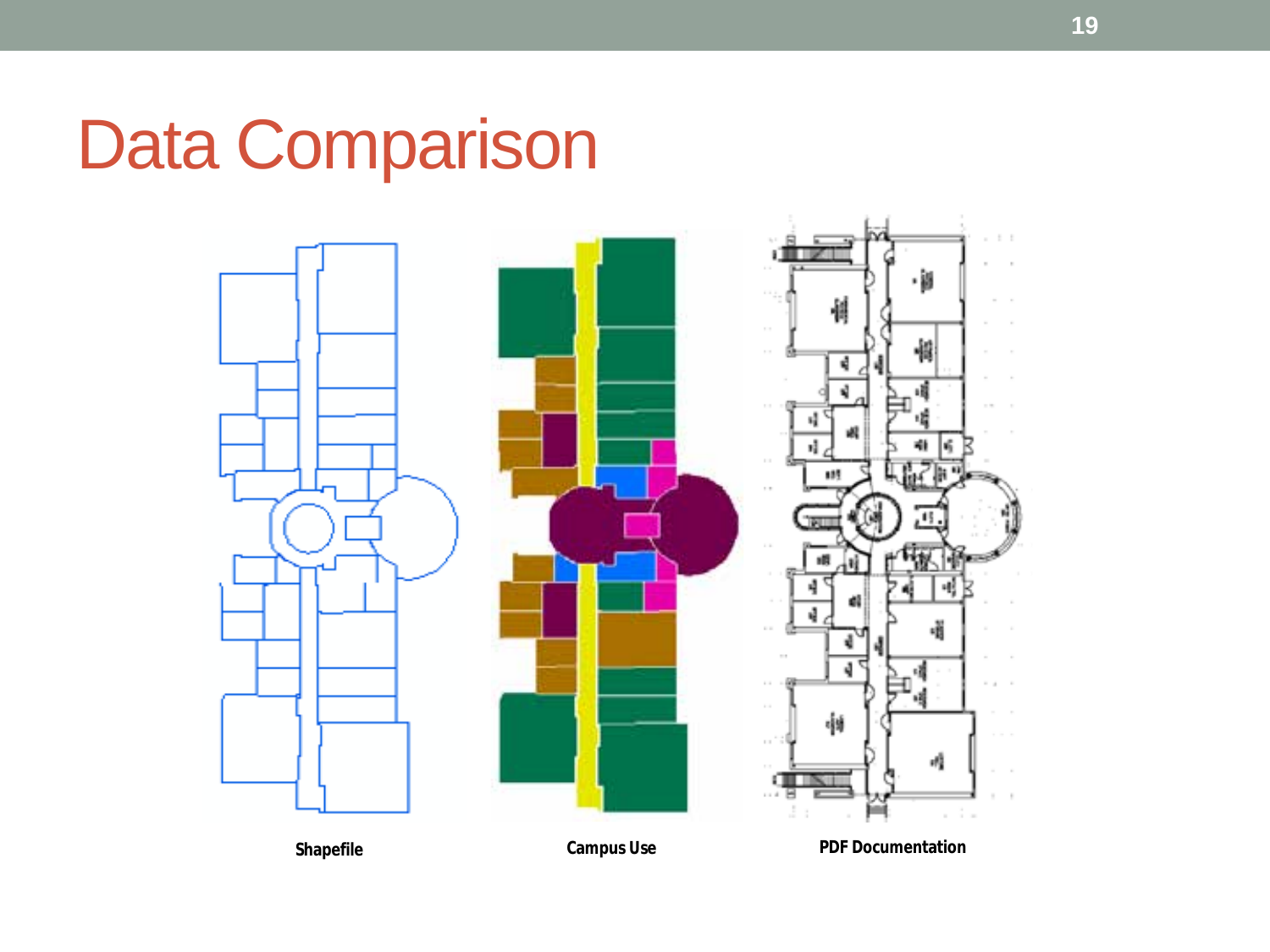# Data Comparison

Shapefile

Campus Use

PDF Documentation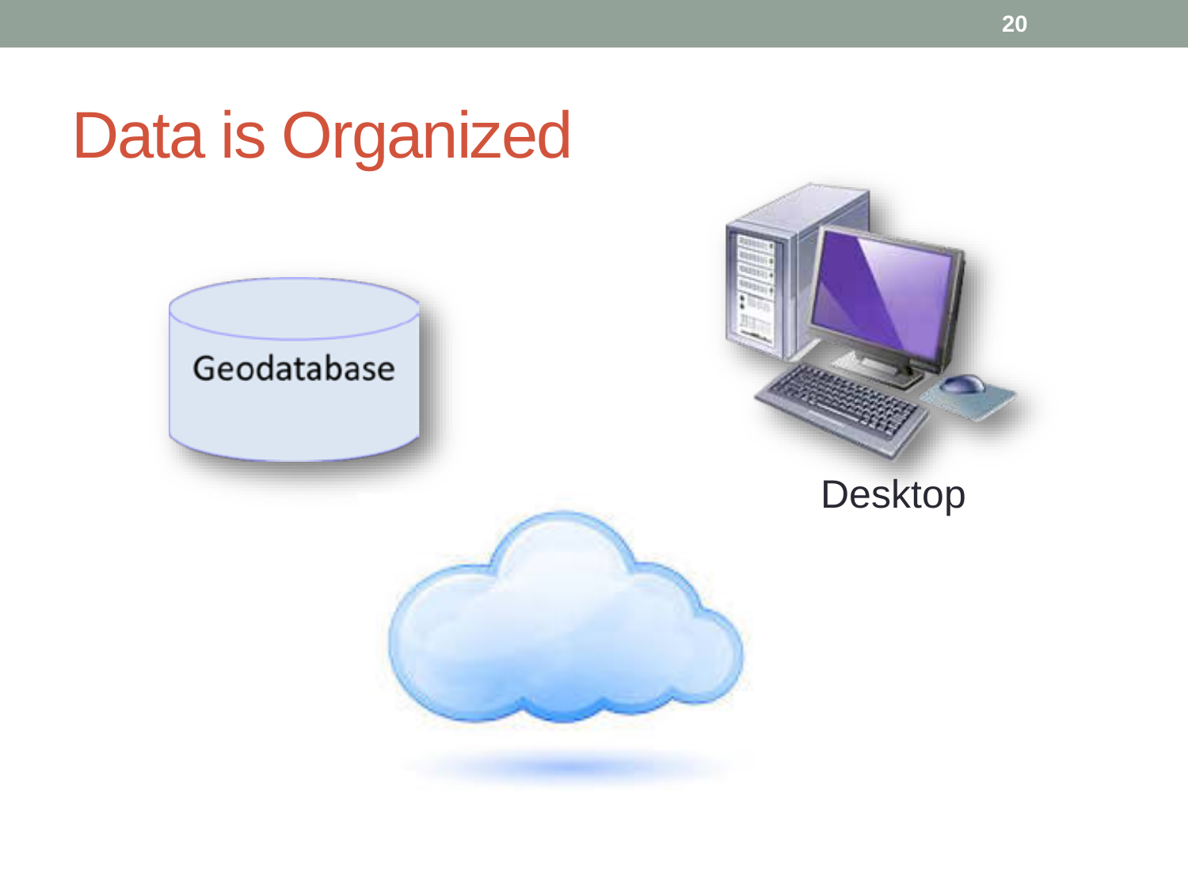# Data is Organized

Geodatabase

Desktop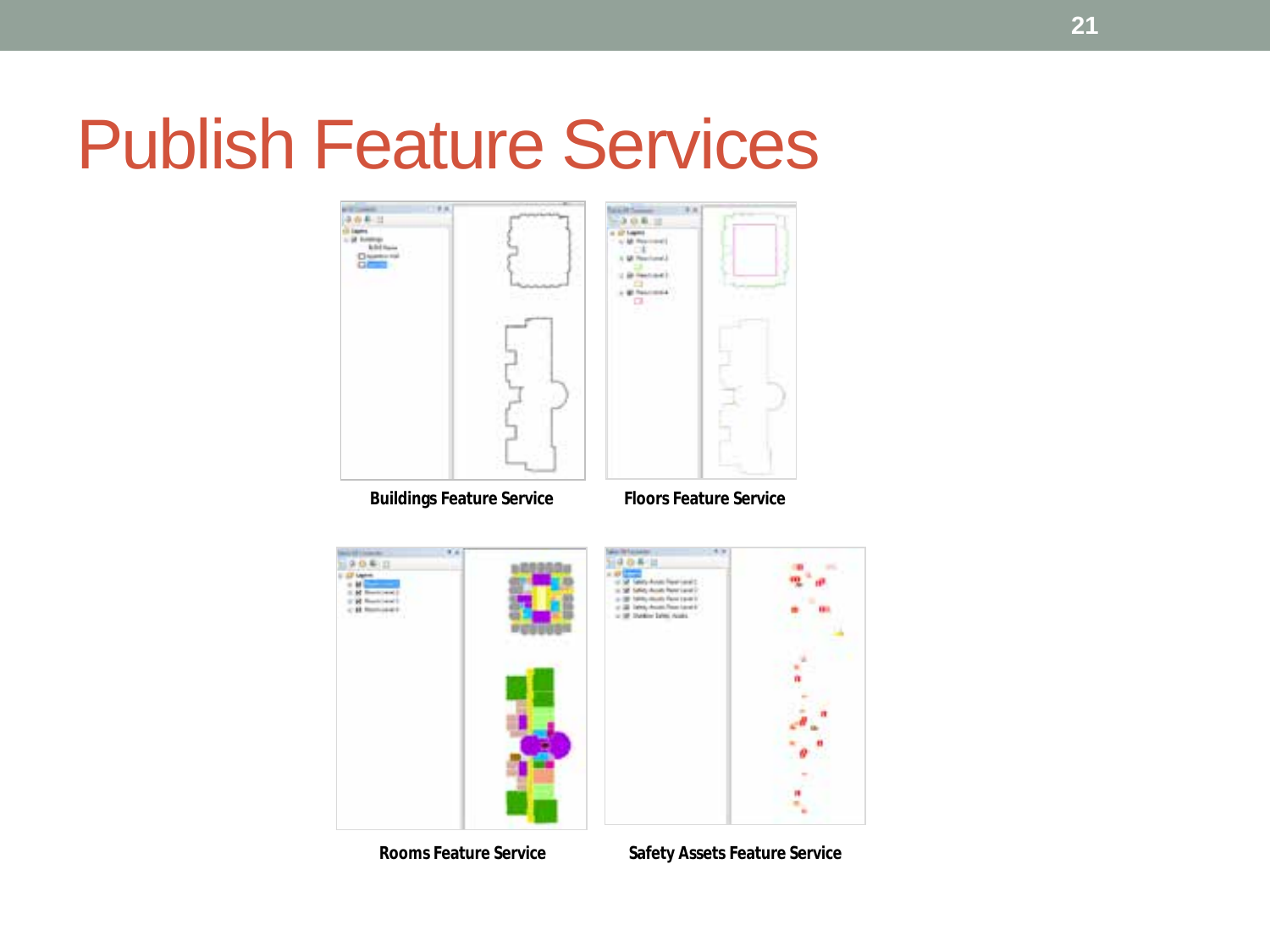# Publish Feature Services

Buildings Feature Service

Floors Feature Service

Rooms Feature Service

Safety Assets Feature Service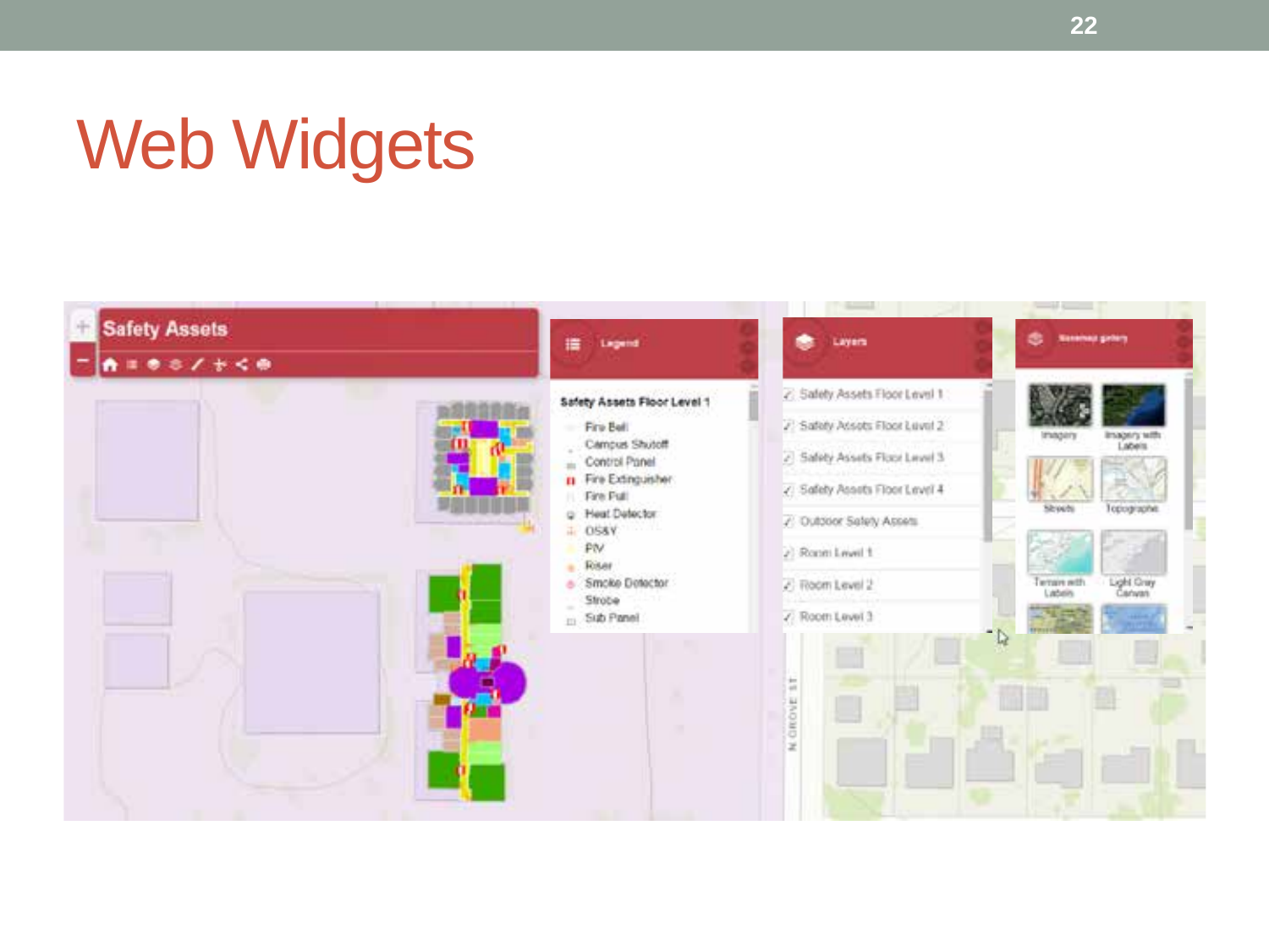# Web Widgets

Safety Assets

Legend

Safety Assets Floor Level 1

Fire Bell
Campus Shutoff
Control Panel
Fire Extinguisher
Fire Pull
Heat Detector
OS&Y
PIV
Riser
Smoke Detector
Strobe
Sub Panel

Layers

Safety Assets Floor Level 1
Safety Assets Floor Level 2
Safety Assets Floor Level 3
Safety Assets Floor Level 4
Outdoor Safety Assets
Room Level 1
Room Level 2
Room Level 3

Basemap gallery

Imagery
Imagery with Labels
Streets
Topographic
Terrain with Labels
Light Gray Canvas

N GROVE ST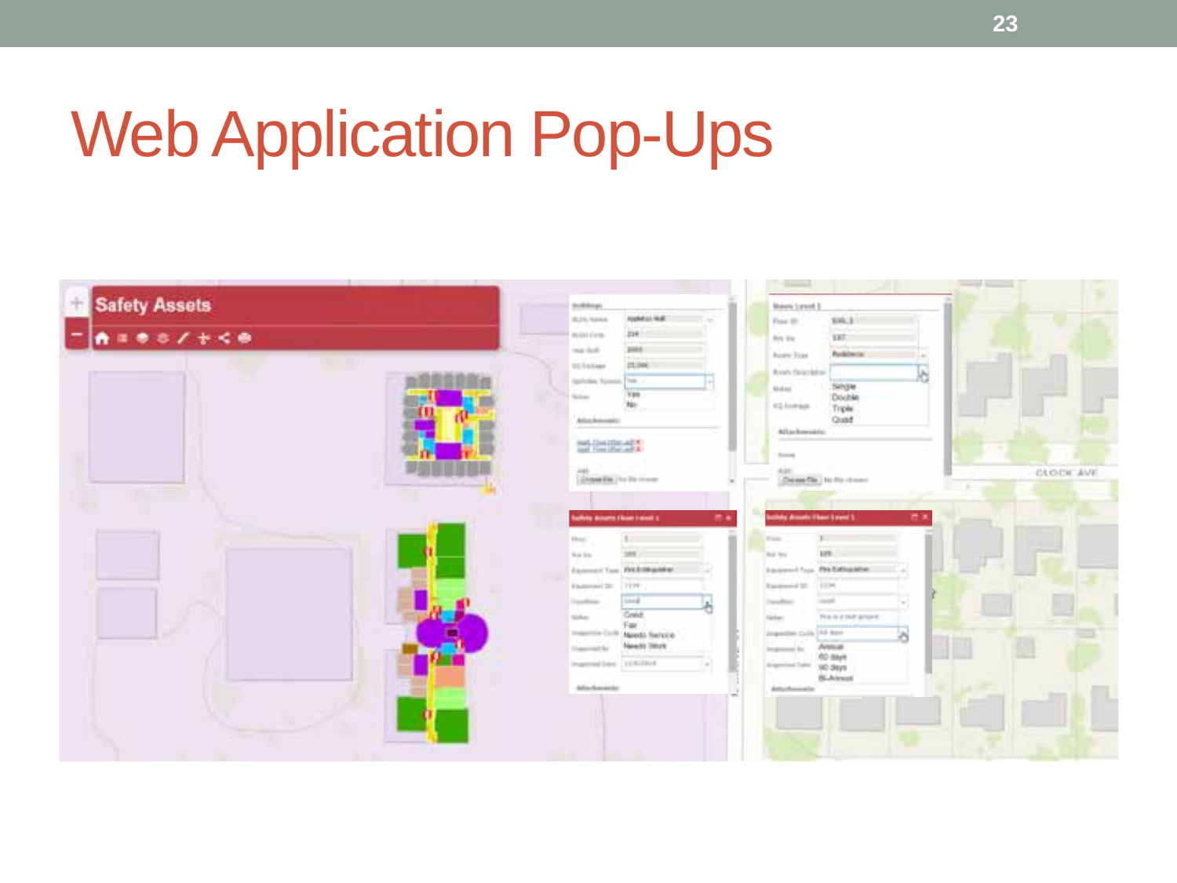# Web Application Pop-Ups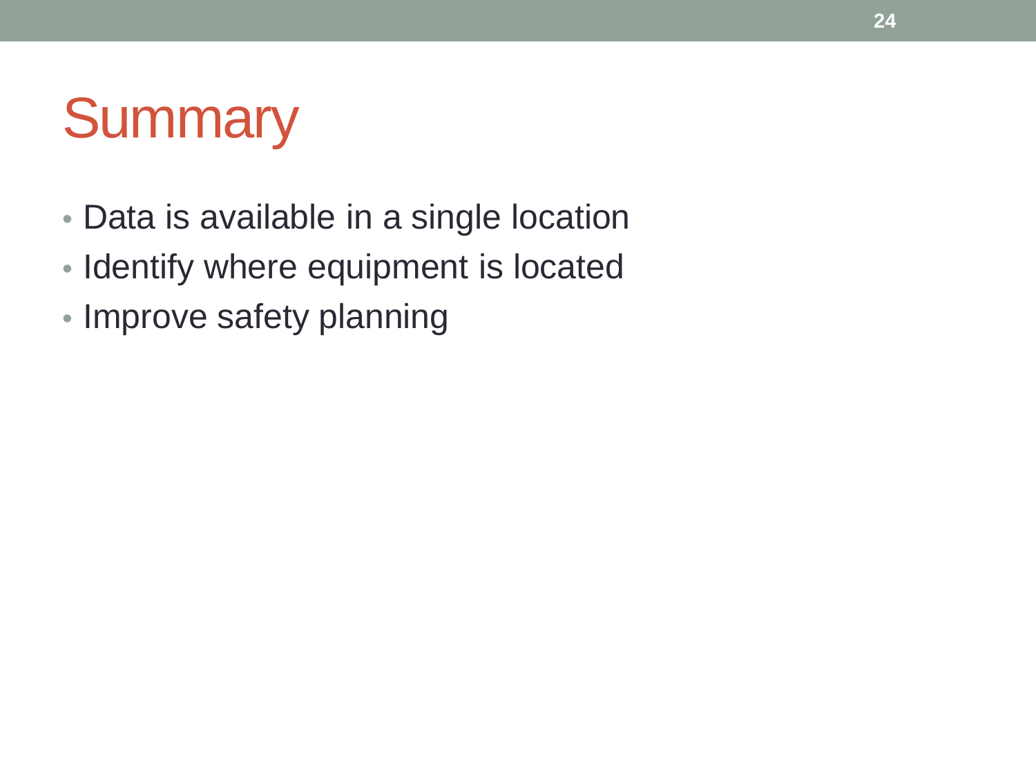# Summary

- Data is available in a single location
- Identify where equipment is located
- Improve safety planning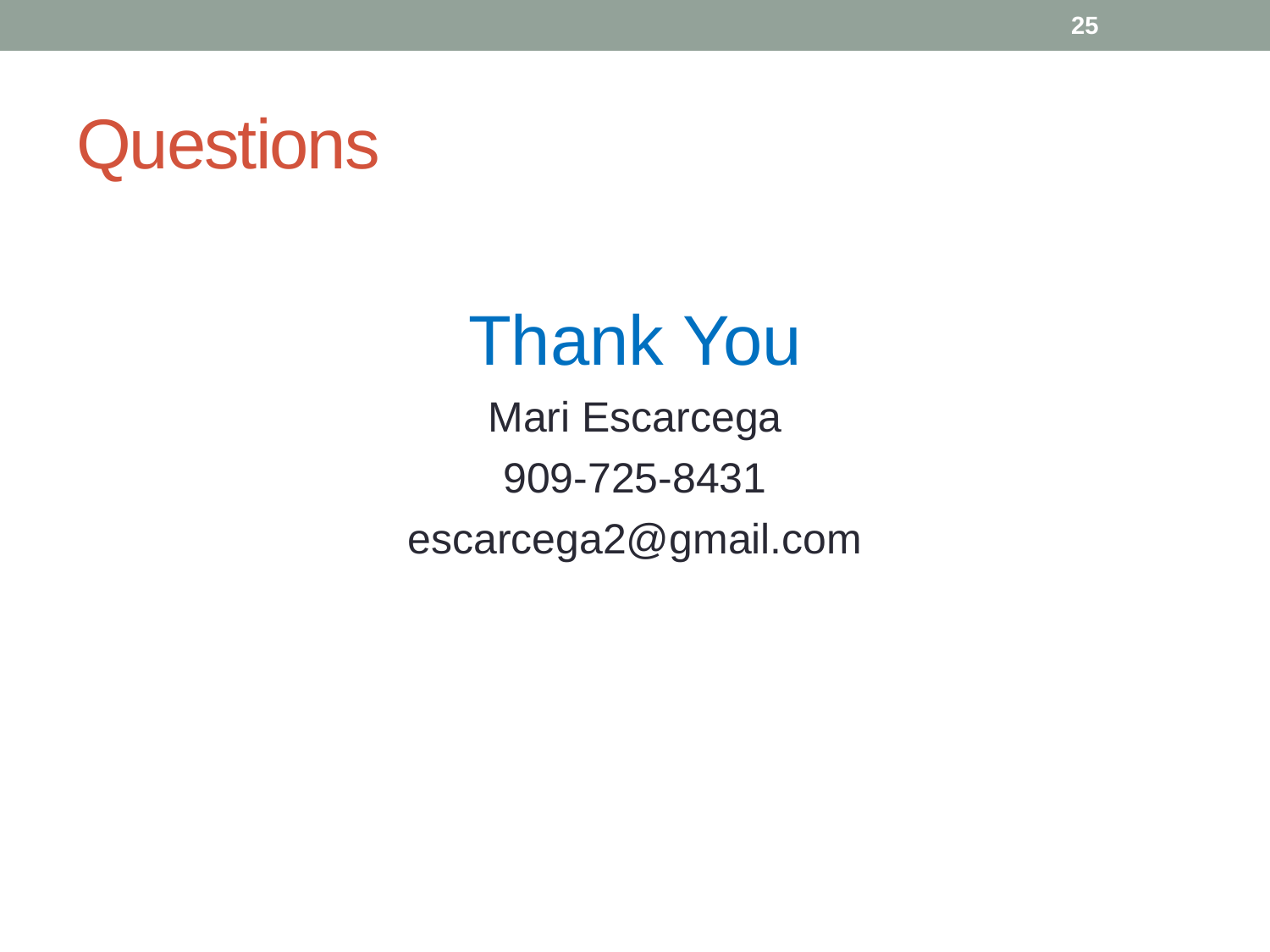# Questions

## Thank You

Mari Escarcega

909-725-8431

escarcega2@gmail.com